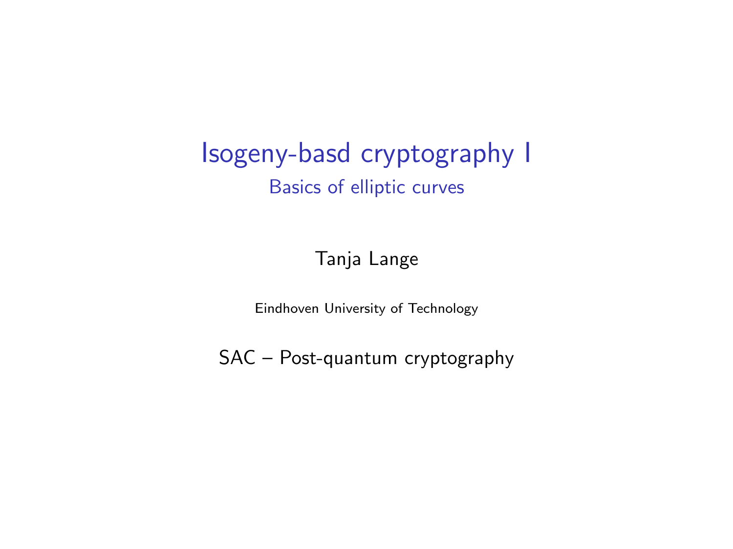# Isogeny-basd cryptography I

## Basics of elliptic curves

Tanja Lange

Eindhoven University of Technology

SAC – Post-quantum cryptography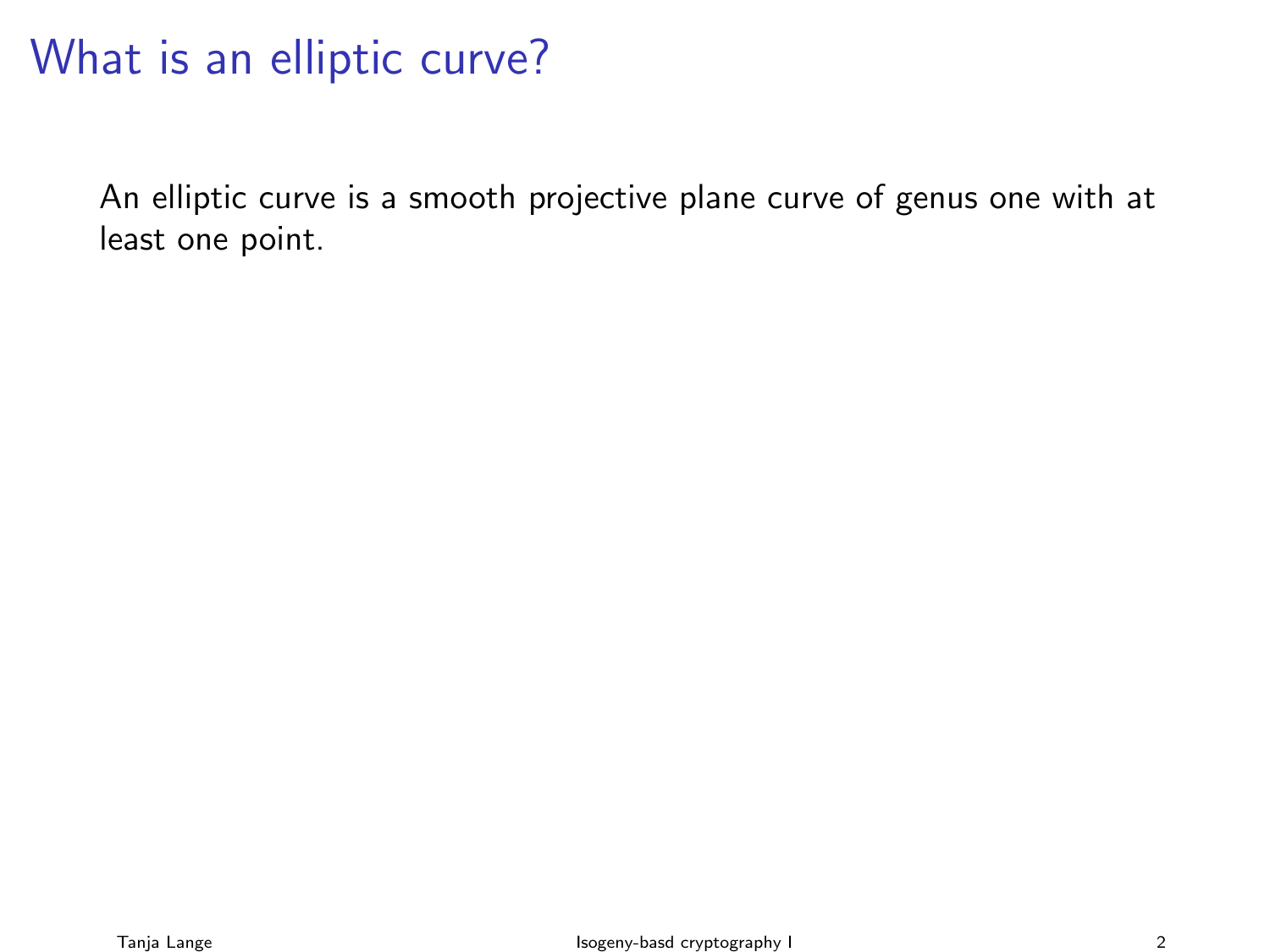# What is an elliptic curve?

An elliptic curve is a smooth projective plane curve of genus one with at least one point.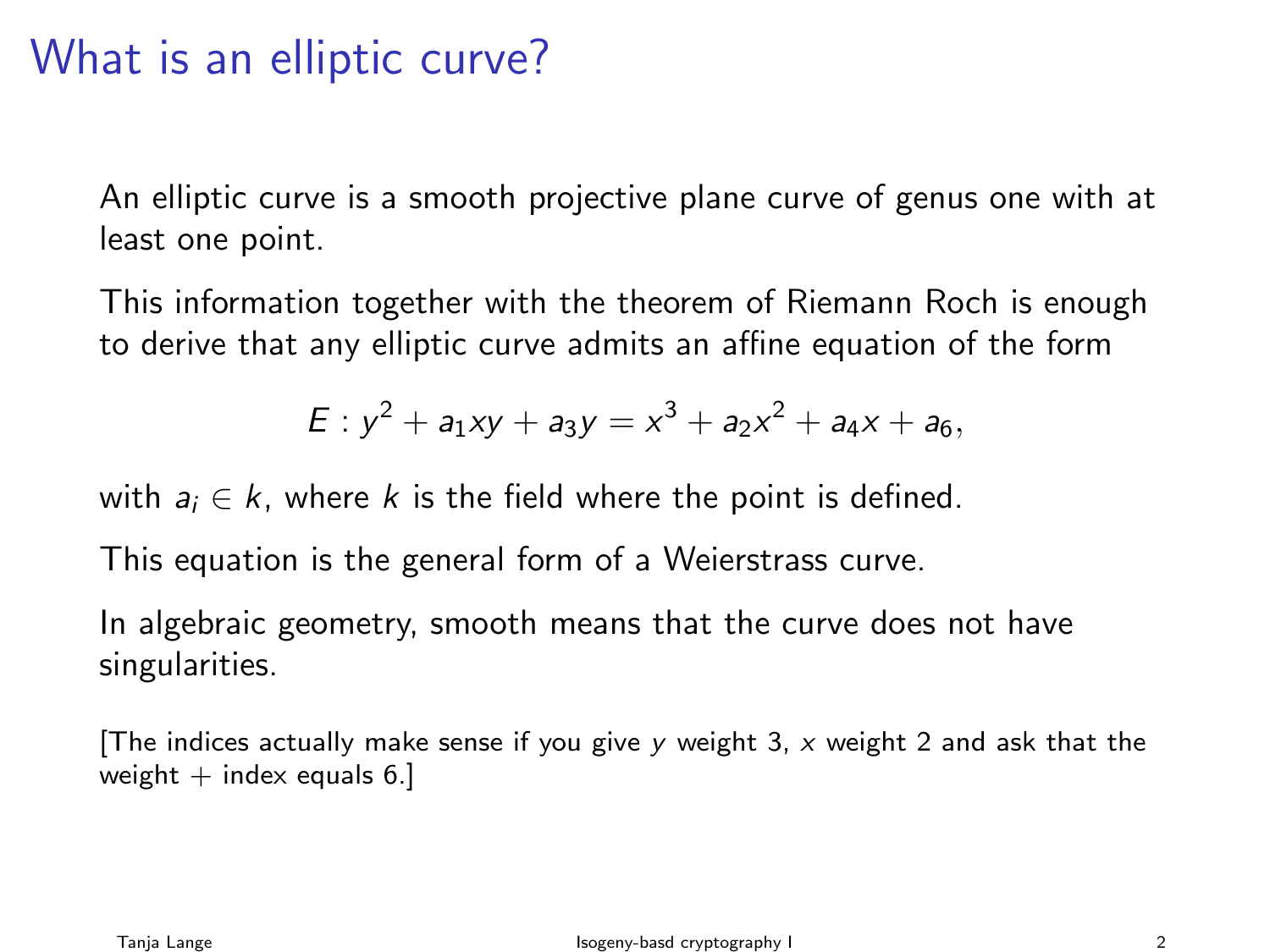# What is an elliptic curve?

An elliptic curve is a smooth projective plane curve of genus one with at least one point.

This information together with the theorem of Riemann Roch is enough to derive that any elliptic curve admits an affine equation of the form

$$E : y^2 + a_1xy + a_3y = x^3 + a_2x^2 + a_4x + a_6,$$

with $a_i \in k$, where $k$ is the field where the point is defined.

This equation is the general form of a Weierstrass curve.

In algebraic geometry, smooth means that the curve does not have singularities.

[The indices actually make sense if you give $y$ weight 3, $x$ weight 2 and ask that the weight + index equals 6.]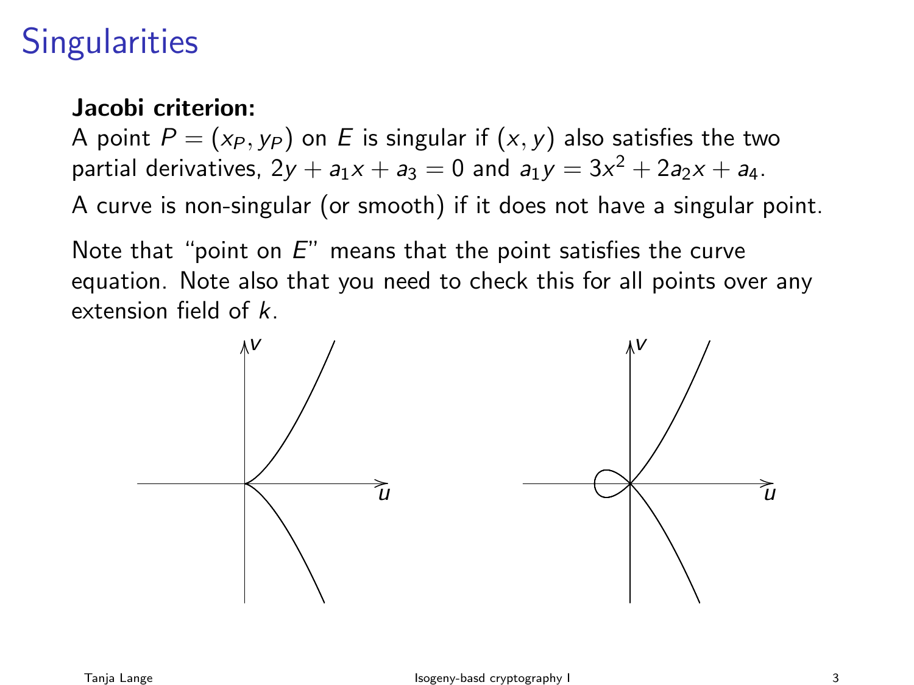# Singularities

**Jacobi criterion:**
A point $P = (x_P, y_P)$ on $E$ is singular if $(x, y)$ also satisfies the two partial derivatives, $2y + a_1x + a_3 = 0$ and $a_1y = 3x^2 + 2a_2x + a_4$.

A curve is non-singular (or smooth) if it does not have a singular point.

Note that "point on $E$" means that the point satisfies the curve equation. Note also that you need to check this for all points over any extension field of $k$.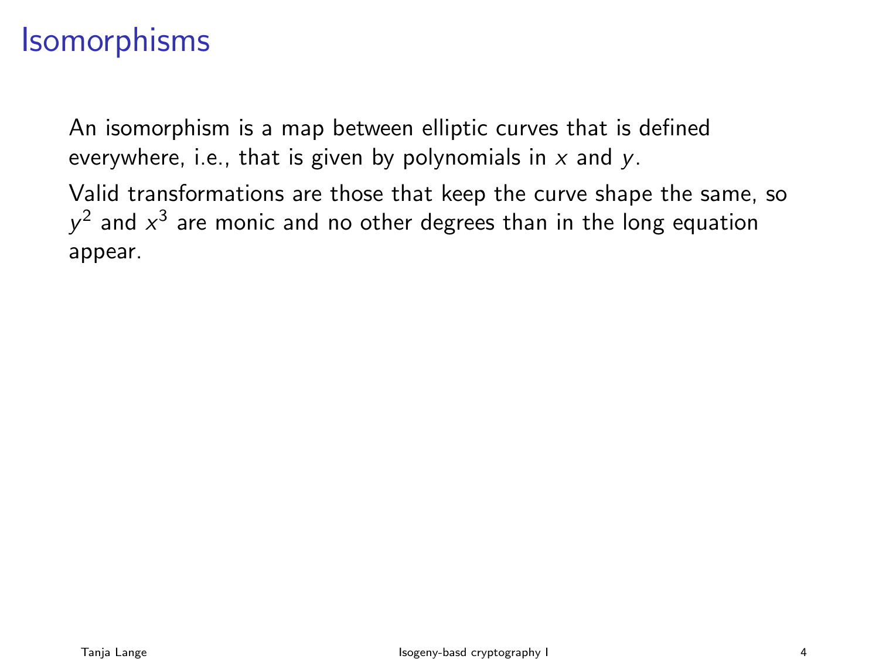# Isomorphisms

An isomorphism is a map between elliptic curves that is defined everywhere, i.e., that is given by polynomials in $x$ and $y$.

Valid transformations are those that keep the curve shape the same, so $y^2$ and $x^3$ are monic and no other degrees than in the long equation appear.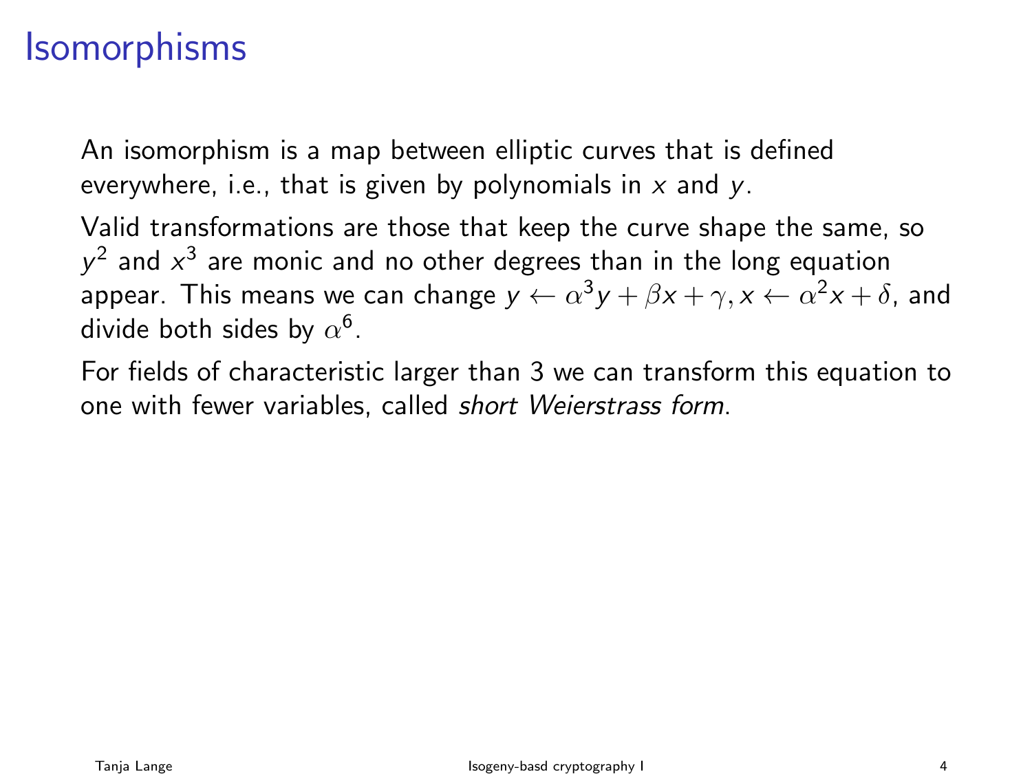# Isomorphisms

An isomorphism is a map between elliptic curves that is defined everywhere, i.e., that is given by polynomials in $x$ and $y$.

Valid transformations are those that keep the curve shape the same, so $y^2$ and $x^3$ are monic and no other degrees than in the long equation appear. This means we can change $y \leftarrow \alpha^3 y + \beta x + \gamma, x \leftarrow \alpha^2 x + \delta$, and divide both sides by $\alpha^6$.

For fields of characteristic larger than 3 we can transform this equation to one with fewer variables, called *short Weierstrass form*.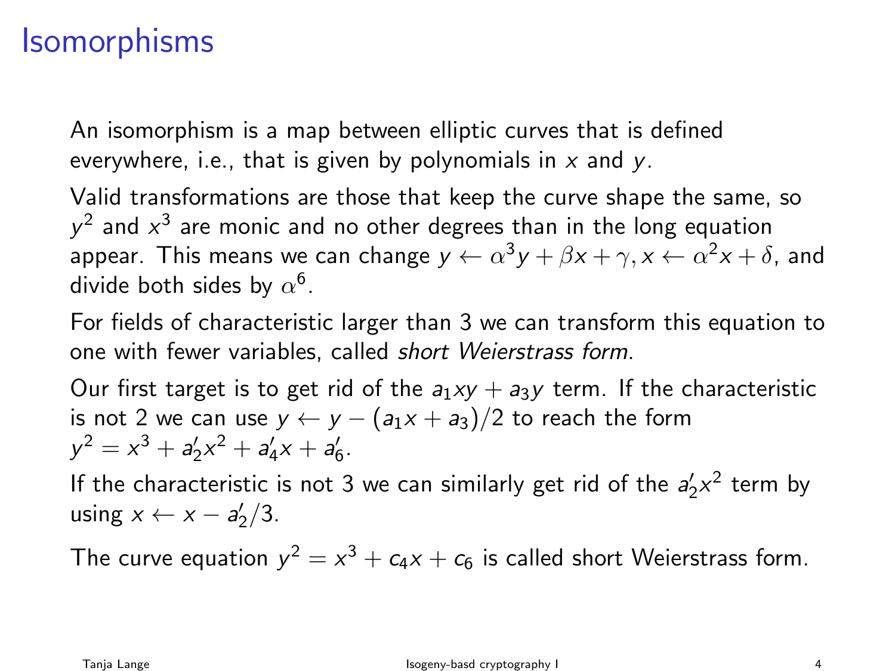# Isomorphisms

An isomorphism is a map between elliptic curves that is defined everywhere, i.e., that is given by polynomials in $x$ and $y$.

Valid transformations are those that keep the curve shape the same, so $y^2$ and $x^3$ are monic and no other degrees than in the long equation appear. This means we can change $y \leftarrow \alpha^3 y + \beta x + \gamma, x \leftarrow \alpha^2 x + \delta$, and divide both sides by $\alpha^6$.

For fields of characteristic larger than 3 we can transform this equation to one with fewer variables, called *short Weierstrass form*.

Our first target is to get rid of the $a_1xy + a_3y$ term. If the characteristic is not 2 we can use $y \leftarrow y - (a_1x + a_3)/2$ to reach the form $y^2 = x^3 + a_2'x^2 + a_4'x + a_6'$.

If the characteristic is not 3 we can similarly get rid of the $a_2'x^2$ term by using $x \leftarrow x - a_2'/3$.

The curve equation $y^2 = x^3 + c_4x + c_6$ is called short Weierstrass form.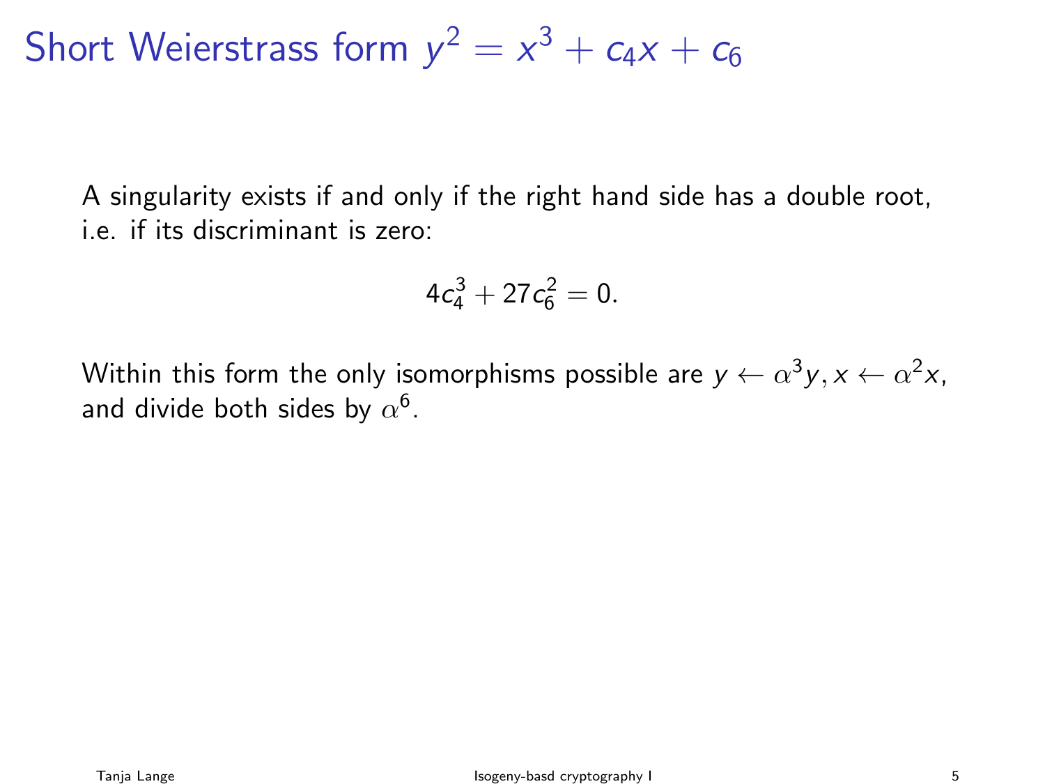# Short Weierstrass form $y^2 = x^3 + c_4x + c_6$

A singularity exists if and only if the right hand side has a double root, i.e. if its discriminant is zero:

$$4c_4^3 + 27c_6^2 = 0.$$

Within this form the only isomorphisms possible are $y \leftarrow \alpha^3 y, x \leftarrow \alpha^2 x$, and divide both sides by $\alpha^6$.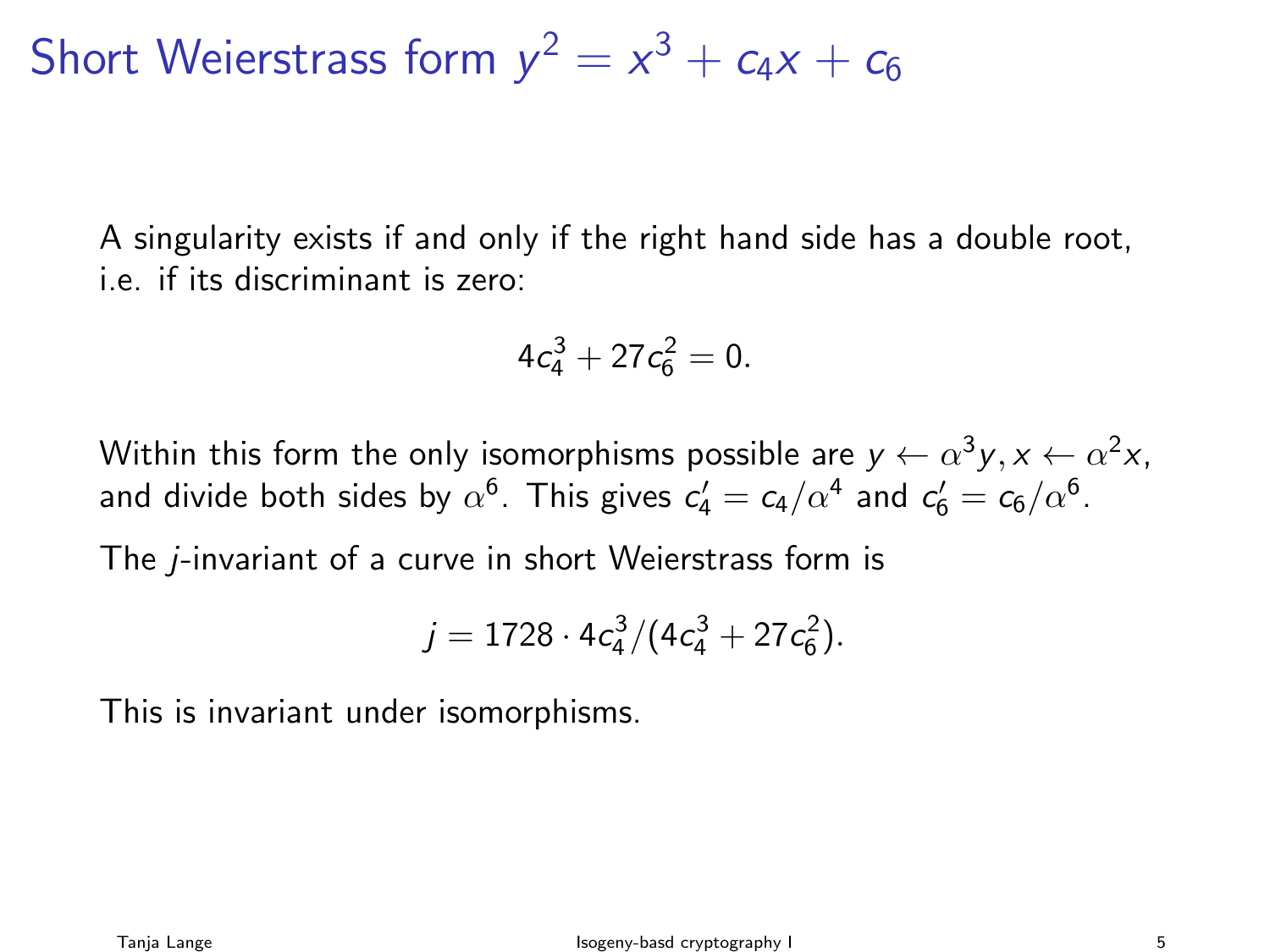# Short Weierstrass form $y^2 = x^3 + c_4 x + c_6$

A singularity exists if and only if the right hand side has a double root, i.e. if its discriminant is zero:

$$4c_4^3 + 27c_6^2 = 0.$$

Within this form the only isomorphisms possible are $y \leftarrow \alpha^3 y, x \leftarrow \alpha^2 x$, and divide both sides by $\alpha^6$. This gives $c_4' = c_4/\alpha^4$ and $c_6' = c_6/\alpha^6$.

The *j*-invariant of a curve in short Weierstrass form is

$$j = 1728 \cdot 4c_4^3/(4c_4^3 + 27c_6^2).$$

This is invariant under isomorphisms.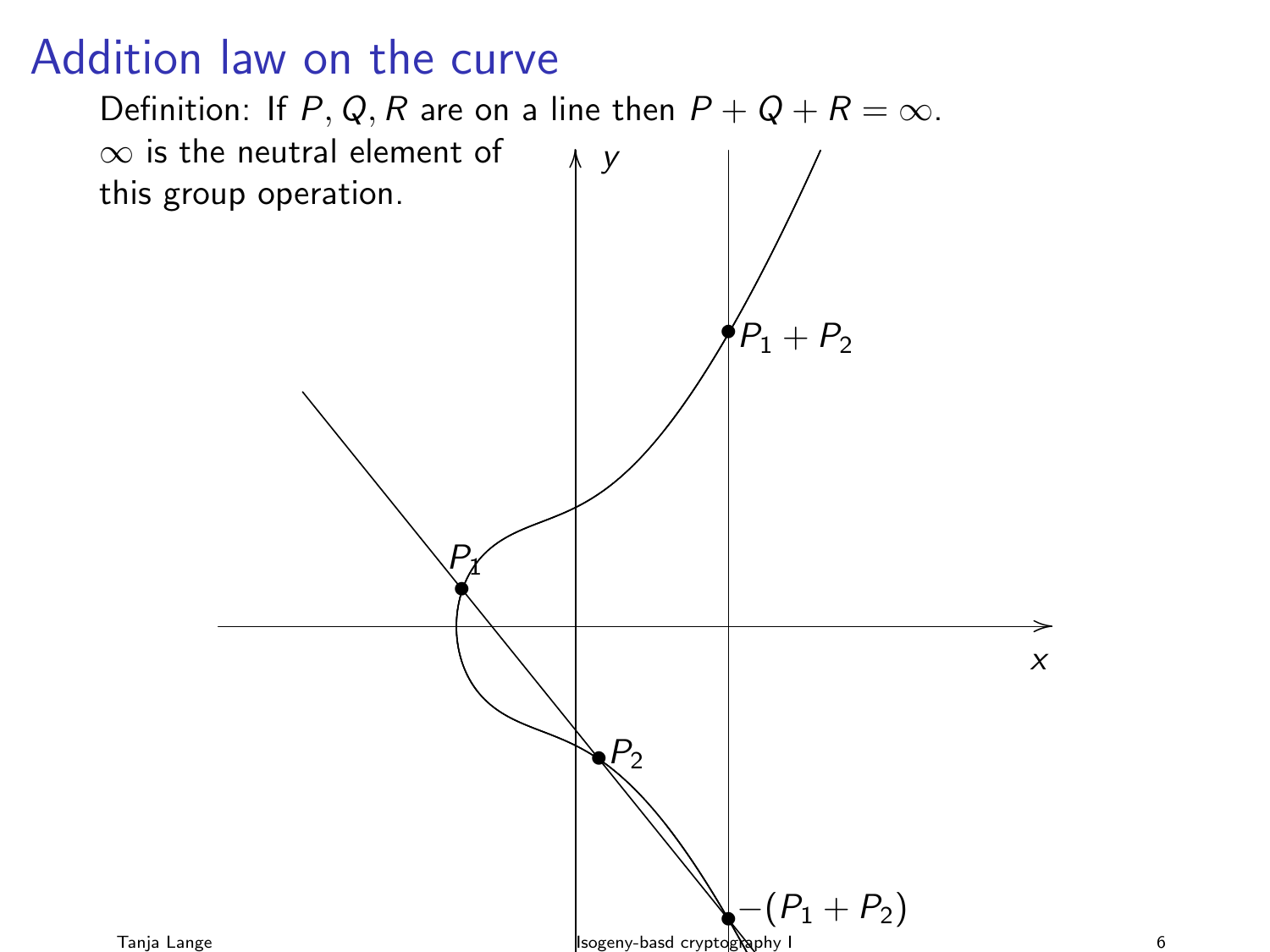# Addition law on the curve

Definition: If $P, Q, R$ are on a line then $P + Q + R = \infty$.

$\infty$ is the neutral element of this group operation.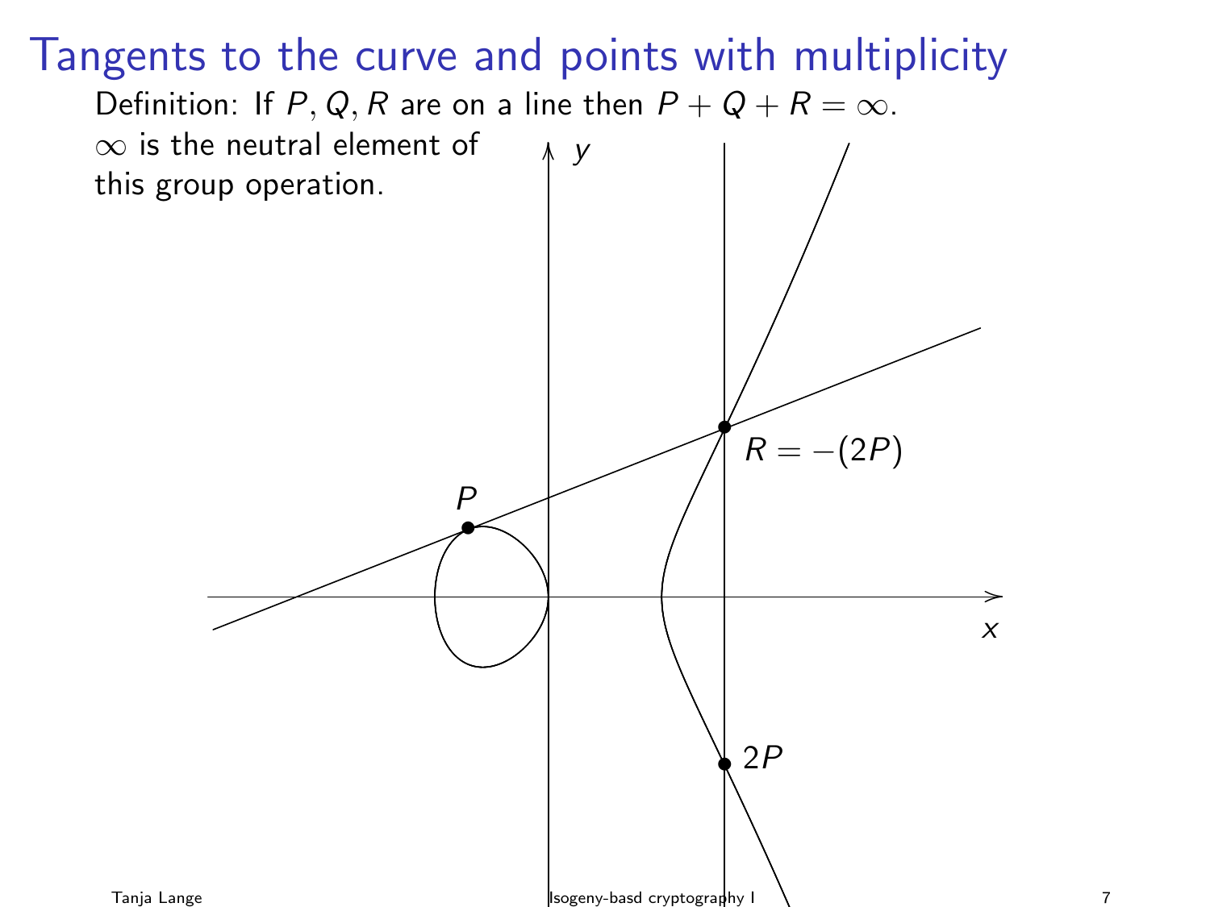# Tangents to the curve and points with multiplicity

Definition: If $P, Q, R$ are on a line then $P + Q + R = \infty$.

$\infty$ is the neutral element of this group operation.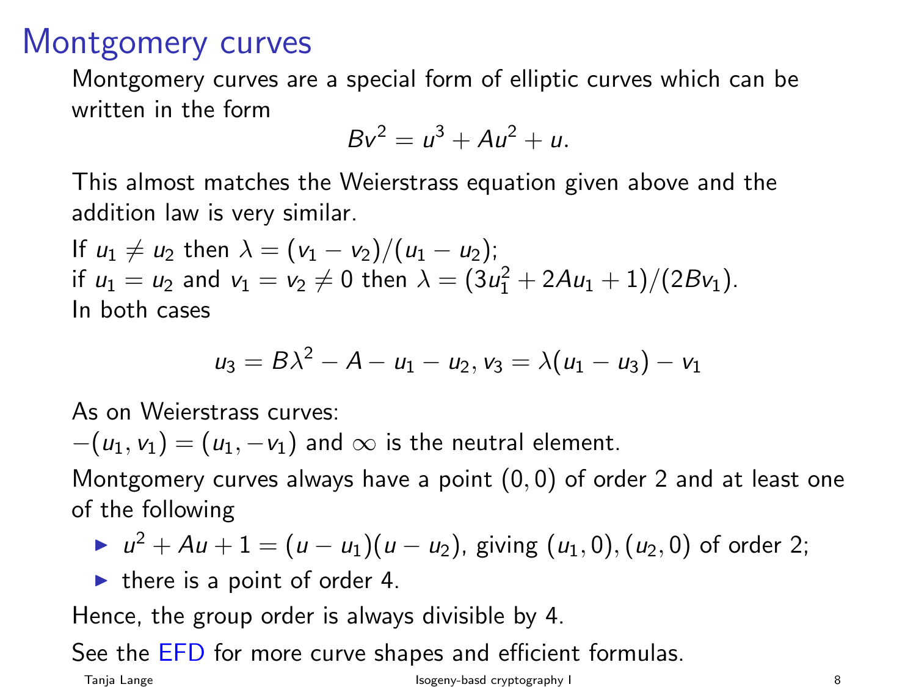# Montgomery curves

Montgomery curves are a special form of elliptic curves which can be written in the form

$$Bv^2 = u^3 + Au^2 + u.$$

This almost matches the Weierstrass equation given above and the addition law is very similar.

If $u_1 \neq u_2$ then $\lambda = (v_1 - v_2)/(u_1 - u_2)$;
if $u_1 = u_2$ and $v_1 = v_2 \neq 0$ then $\lambda = (3u_1^2 + 2Au_1 + 1)/(2Bv_1)$.
In both cases

$$u_3 = B\lambda^2 - A - u_1 - u_2, v_3 = \lambda(u_1 - u_3) - v_1$$

As on Weierstrass curves:
$-(u_1, v_1) = (u_1, -v_1)$ and $\infty$ is the neutral element.

Montgomery curves always have a point $(0, 0)$ of order 2 and at least one of the following

- $u^2 + Au + 1 = (u - u_1)(u - u_2)$, giving $(u_1, 0), (u_2, 0)$ of order 2;
- there is a point of order 4.

Hence, the group order is always divisible by 4.

See the EFD for more curve shapes and efficient formulas.